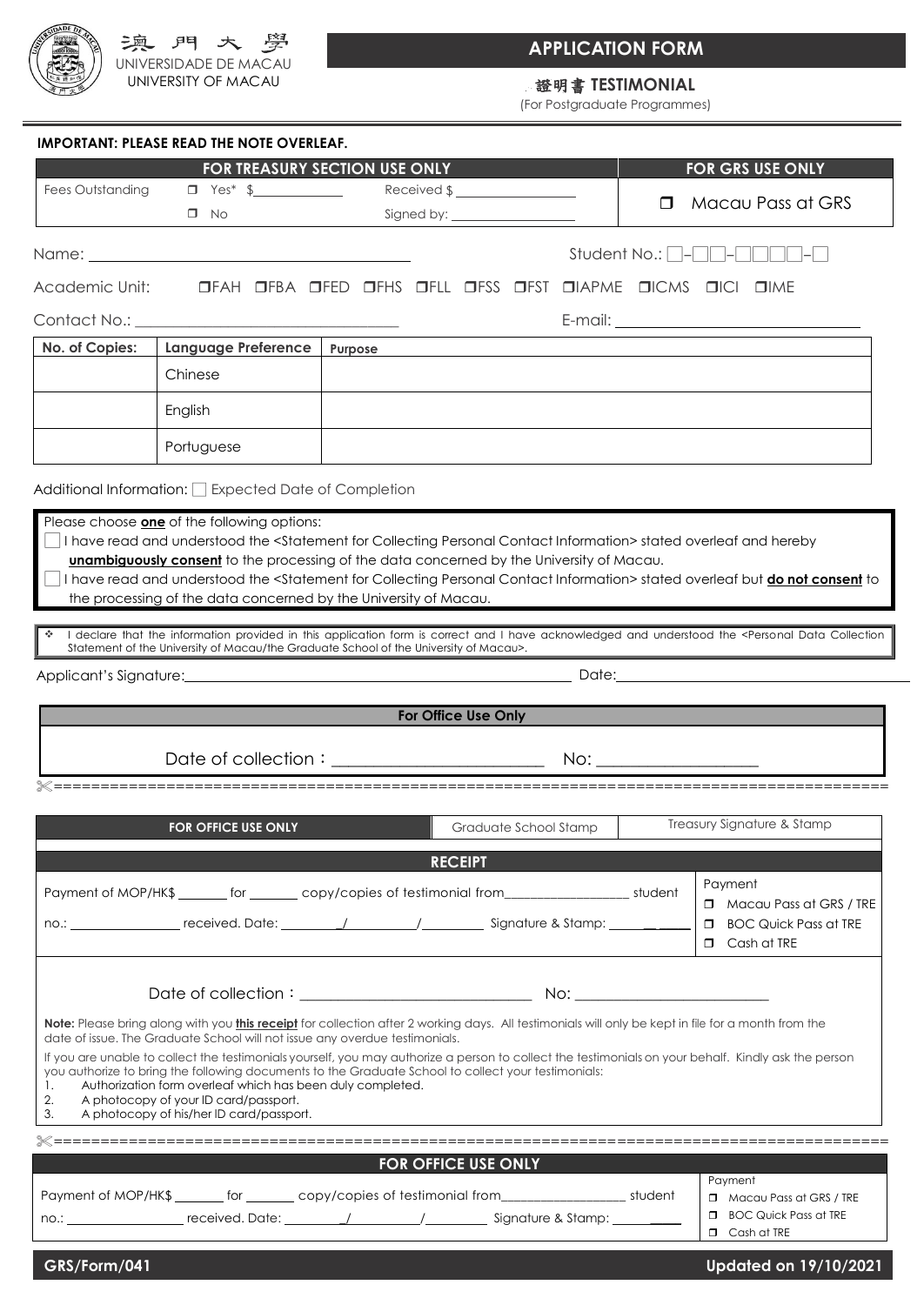澳門大學
UNIVERSIDADE DE MACAU
UNIVERSITY OF MACAU

# APPLICATION FORM

## 證明書 TESTIMONIAL

(For Postgraduate Programmes)

**IMPORTANT: PLEASE READ THE NOTE OVERLEAF.**

| FOR TREASURY SECTION USE ONLY | | | FOR GRS USE ONLY |
|---|---|---|---|
| Fees Outstanding | ❒ Yes* $____________ ❒ No | Received $ ________________ Signed by: __________________ | ❒ Macau Pass at GRS |

Name: ________________________________________ Student No.: □-□□-□□□□-□

Academic Unit: ❒FAH ❒FBA ❒FED ❒FHS ❒FLL ❒FSS ❒FST ❒IAPME ❒ICMS ❒ICI ❒IME

Contact No.: ________________________________ E-mail: ______________________________

| No. of Copies: | Language Preference | Purpose |
|---|---|---|
| | Chinese | |
| | English | |
| | Portuguese | |

Additional Information: ☐ Expected Date of Completion

Please choose **one** of the following options:

☐ I have read and understood the <Statement for Collecting Personal Contact Information> stated overleaf and hereby **unambiguously consent** to the processing of the data concerned by the University of Macau.

☐ I have read and understood the <Statement for Collecting Personal Contact Information> stated overleaf but **do not consent** to the processing of the data concerned by the University of Macau.

❖ I declare that the information provided in this application form is correct and I have acknowledged and understood the <Personal Data Collection Statement of the University of Macau/the Graduate School of the University of Macau>.

Applicant's Signature: ______________________________________________ Date: ______________________

**For Office Use Only**

Date of collection：________________________ No: __________________

✂==========================================================================================

| FOR OFFICE USE ONLY | Graduate School Stamp | Treasury Signature & Stamp |
|---|---|---|

**RECEIPT**

Payment of MOP/HK$ _______ for _______ copy/copies of testimonial from_________________ student no.: _______________ received. Date: ________/__________/_________ Signature & Stamp: __________

Payment
- ❒ Macau Pass at GRS / TRE
- ❒ BOC Quick Pass at TRE
- ❒ Cash at TRE

Date of collection：____________________________ No: ________________________

**Note:** Please bring along with you **this receipt** for collection after 2 working days. All testimonials will only be kept in file for a month from the date of issue. The Graduate School will not issue any overdue testimonials.

If you are unable to collect the testimonials yourself, you may authorize a person to collect the testimonials on your behalf. Kindly ask the person you authorize to bring the following documents to the Graduate School to collect your testimonials:

1. Authorization form overleaf which has been duly completed.
2. A photocopy of your ID card/passport.
3. A photocopy of his/her ID card/passport.

✂==========================================================================================

**FOR OFFICE USE ONLY**

Payment of MOP/HK$ _______ for _______ copy/copies of testimonial from_________________ student no.: _________________ received. Date: ________/__________/_________ Signature & Stamp: __________

Payment
- ❒ Macau Pass at GRS / TRE
- ❒ BOC Quick Pass at TRE
- ❒ Cash at TRE

GRS/Form/041 Updated on 19/10/2021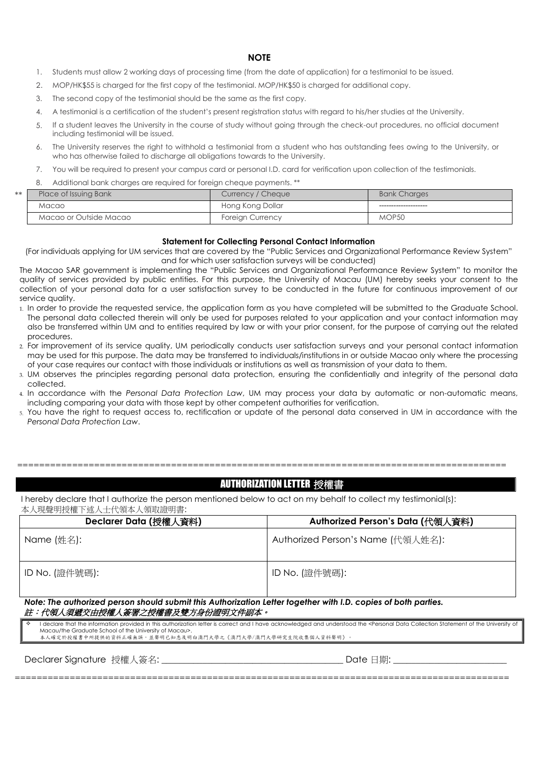## NOTE

1. Students must allow 2 working days of processing time (from the date of application) for a testimonial to be issued.
2. MOP/HK$55 is charged for the first copy of the testimonial. MOP/HK$50 is charged for additional copy.
3. The second copy of the testimonial should be the same as the first copy.
4. A testimonial is a certification of the student's present registration status with regard to his/her studies at the University.
5. If a student leaves the University in the course of study without going through the check-out procedures, no official document including testimonial will be issued.
6. The University reserves the right to withhold a testimonial from a student who has outstanding fees owing to the University, or who has otherwise failed to discharge all obligations towards to the University.
7. You will be required to present your campus card or personal I.D. card for verification upon collection of the testimonials.
8. Additional bank charges are required for foreign cheque payments. **

** 

| Place of Issuing Bank | Currency / Cheque | Bank Charges |
|---|---|---|
| Macao | Hong Kong Dollar | -------------------- |
| Macao or Outside Macao | Foreign Currency | MOP50 |

**Statement for Collecting Personal Contact Information**

(For individuals applying for UM services that are covered by the "Public Services and Organizational Performance Review System" and for which user satisfaction surveys will be conducted)

The Macao SAR government is implementing the "Public Services and Organizational Performance Review System" to monitor the quality of services provided by public entities. For this purpose, the University of Macau (UM) hereby seeks your consent to the collection of your personal data for a user satisfaction survey to be conducted in the future for continuous improvement of our service quality.

1. In order to provide the requested service, the application form as you have completed will be submitted to the Graduate School. The personal data collected therein will only be used for purposes related to your application and your contact information may also be transferred within UM and to entities required by law or with your prior consent, for the purpose of carrying out the related procedures.
2. For improvement of its service quality, UM periodically conducts user satisfaction surveys and your personal contact information may be used for this purpose. The data may be transferred to individuals/institutions in or outside Macao only where the processing of your case requires our contact with those individuals or institutions as well as transmission of your data to them.
3. UM observes the principles regarding personal data protection, ensuring the confidentially and integrity of the personal data collected.
4. In accordance with the *Personal Data Protection Law*, UM may process your data by automatic or non-automatic means, including comparing your data with those kept by other competent authorities for verification.
5. You have the right to request access to, rectification or update of the personal data conserved in UM in accordance with the *Personal Data Protection Law*.

==========================================================================================

## AUTHORIZATION LETTER 授權書

I hereby declare that I authorize the person mentioned below to act on my behalf to collect my testimonial(s):
本人現聲明授權下述人士代領本人領取證明書:

| **Declarer Data (授權人資料)** | **Authorized Person's Data (代領人資料)** |
|---|---|
| Name (姓名): | Authorized Person's Name (代領人姓名): |
| ID No. (證件號碼): | ID No. (證件號碼): |

***Note: The authorized person should submit this Authorization Letter together with I.D. copies of both parties.***
***註：代領人須遞交由授權人簽署之授權書及雙方身份證明文件副本。***

❖ I declare that the information provided in this authorization letter is correct and I have acknowledged and understood the <Personal Data Collection Statement of the University of Macau/the Graduate School of the University of Macau>.
本人確定於授權書中所提供的資料正確無誤，並聲明已知悉及明白澳門大學之《澳門大學/澳門大學研究生院收集個人資料聲明》。

Declarer Signature 授權人簽名: ________________________________________ Date 日期: ________________________

==========================================================================================